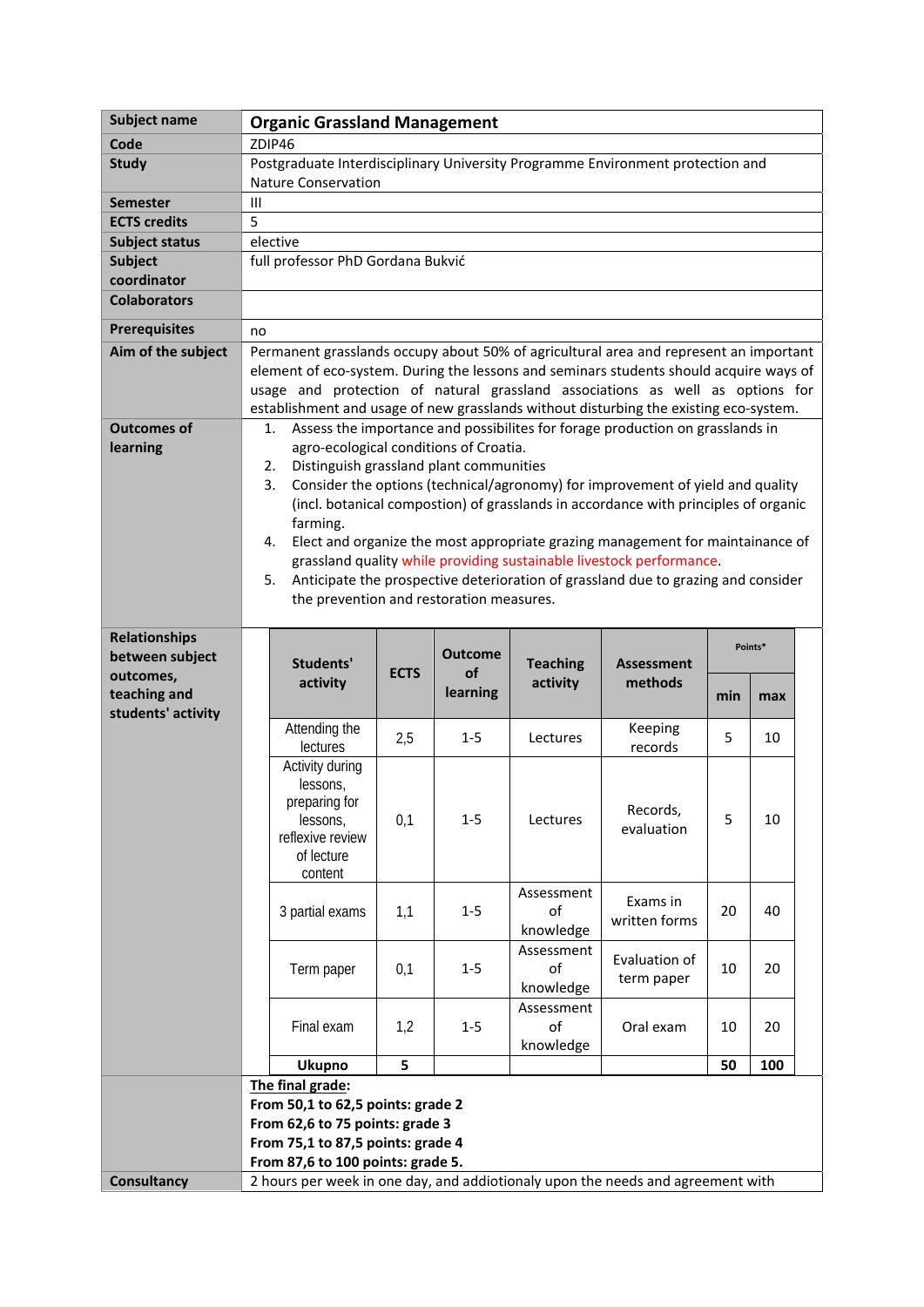| Subject name | **Organic Grassland Management** |
|---|---|
| **Code** | ZDIP46 |
| **Study** | Postgraduate Interdisciplinary University Programme Environment protection and Nature Conservation |
| **Semester** | III |
| **ECTS credits** | 5 |
| **Subject status** | elective |
| **Subject coordinator** | full professor PhD Gordana Bukvić |
| **Colaborators** | |
| **Prerequisites** | no |
| **Aim of the subject** | Permanent grasslands occupy about 50% of agricultural area and represent an important element of eco-system. During the lessons and seminars students should acquire ways of usage and protection of natural grassland associations as well as options for establishment and usage of new grasslands without disturbing the existing eco-system. |
| **Outcomes of learning** | 1. Assess the importance and possibilites for forage production on grasslands in agro-ecological conditions of Croatia. 2. Distinguish grassland plant communities 3. Consider the options (technical/agronomy) for improvement of yield and quality (incl. botanical compostion) of grasslands in accordance with principles of organic farming. 4. Elect and organize the most appropriate grazing management for maintainance of grassland quality while providing sustainable livestock performance. 5. Anticipate the prospective deterioration of grassland due to grazing and consider the prevention and restoration measures. |

**Relationships between subject outcomes, teaching and students' activity**

| Students' activity | ECTS | Outcome of learning | Teaching activity | Assessment methods | Points* | |
|---|---|---|---|---|---|---|
| | | | | | min | max |
| Attending the lectures | 2,5 | 1-5 | Lectures | Keeping records | 5 | 10 |
| Activity during lessons, preparing for lessons, reflexive review of lecture content | 0,1 | 1-5 | Lectures | Records, evaluation | 5 | 10 |
| 3 partial exams | 1,1 | 1-5 | Assessment of knowledge | Exams in written forms | 20 | 40 |
| Term paper | 0,1 | 1-5 | Assessment of knowledge | Evaluation of term paper | 10 | 20 |
| Final exam | 1,2 | 1-5 | Assessment of knowledge | Oral exam | 10 | 20 |
| **Ukupno** | **5** | | | | **50** | **100** |

**The final grade:**
**From 50,1 to 62,5 points: grade 2**
**From 62,6 to 75 points: grade 3**
**From 75,1 to 87,5 points: grade 4**
**From 87,6 to 100 points: grade 5.**

| **Consultancy** | 2 hours per week in one day, and addiotionaly upon the needs and agreement with |
|---|---|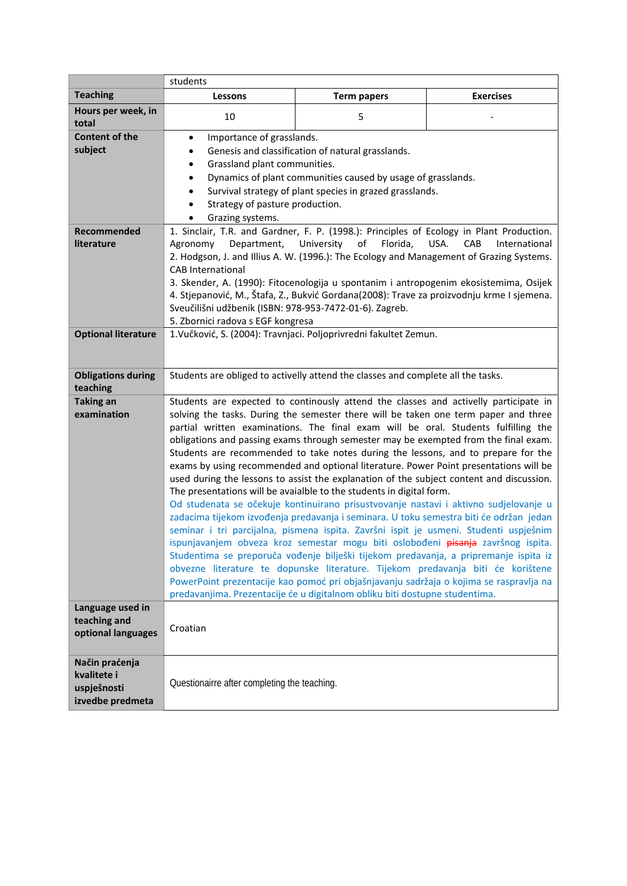| | | | |
|---|---|---|---|
| | students | | |
| **Teaching** | **Lessons** | **Term papers** | **Exercises** |
| **Hours per week, in total** | 10 | 5 | - |
| **Content of the subject** | • Importance of grasslands.<br>• Genesis and classification of natural grasslands.<br>• Grassland plant communities.<br>• Dynamics of plant communities caused by usage of grasslands.<br>• Survival strategy of plant species in grazed grasslands.<br>• Strategy of pasture production.<br>• Grazing systems. | | |
| **Recommended literature** | 1. Sinclair, T.R. and Gardner, F. P. (1998.): Principles of Ecology in Plant Production. Agronomy Department, University of Florida, USA. CAB International<br>2. Hodgson, J. and Illius A. W. (1996.): The Ecology and Management of Grazing Systems. CAB International<br>3. Skender, A. (1990): Fitocenologija u spontanim i antropogenim ekosistemima, Osijek<br>4. Stjepanović, M., Štafa, Z., Bukvić Gordana(2008): Trave za proizvodnju krme I sjemena. Sveučilišni udžbenik (ISBN: 978-953-7472-01-6). Zagreb.<br>5. Zbornici radova s EGF kongresa | | |
| **Optional literature** | 1.Vučković, S. (2004): Travnjaci. Poljoprivredni fakultet Zemun. | | |
| **Obligations during teaching** | Students are obliged to activelly attend the classes and complete all the tasks. | | |
| **Taking an examination** | Students are expected to continously attend the classes and actively participate in solving the tasks. During the semester there will be taken one term paper and three partial written examinations. The final exam will be oral. Students fulfilling the obligations and passing exams through semester may be exempted from the final exam. Students are recommended to take notes during the lessons, and to prepare for the exams by using recommended and optional literature. Power Point presentations will be used during the lessons to assist the explanation of the subject content and discussion. The presentations will be avaialble to the students in digital form.<br>Od studenata se očekuje kontinuirano prisustvovanje nastavi i aktivno sudjelovanje u zadacima tijekom izvođenja predavanja i seminara. U toku semestra biti će održan jedan seminar i tri parcijalna, pismena ispita. Završni ispit je usmeni. Studenti uspješnim ispunjavanjem obveza kroz semestar mogu biti oslobođeni ~~pisanja~~ završnog ispita. Studentima se preporuča vođenje bilješki tijekom predavanja, a pripremanje ispita iz obvezne literature te dopunske literature. Tijekom predavanja biti će korištene PowerPoint prezentacije kao pomoć pri objašnjavanju sadržaja o kojima se raspravlja na predavanjima. Prezentacije će u digitalnom obliku biti dostupne studentima. | | |
| **Language used in teaching and optional languages** | Croatian | | |
| **Način praćenja kvalitete i uspješnosti izvedbe predmeta** | Questionairre after completing the teaching. | | |